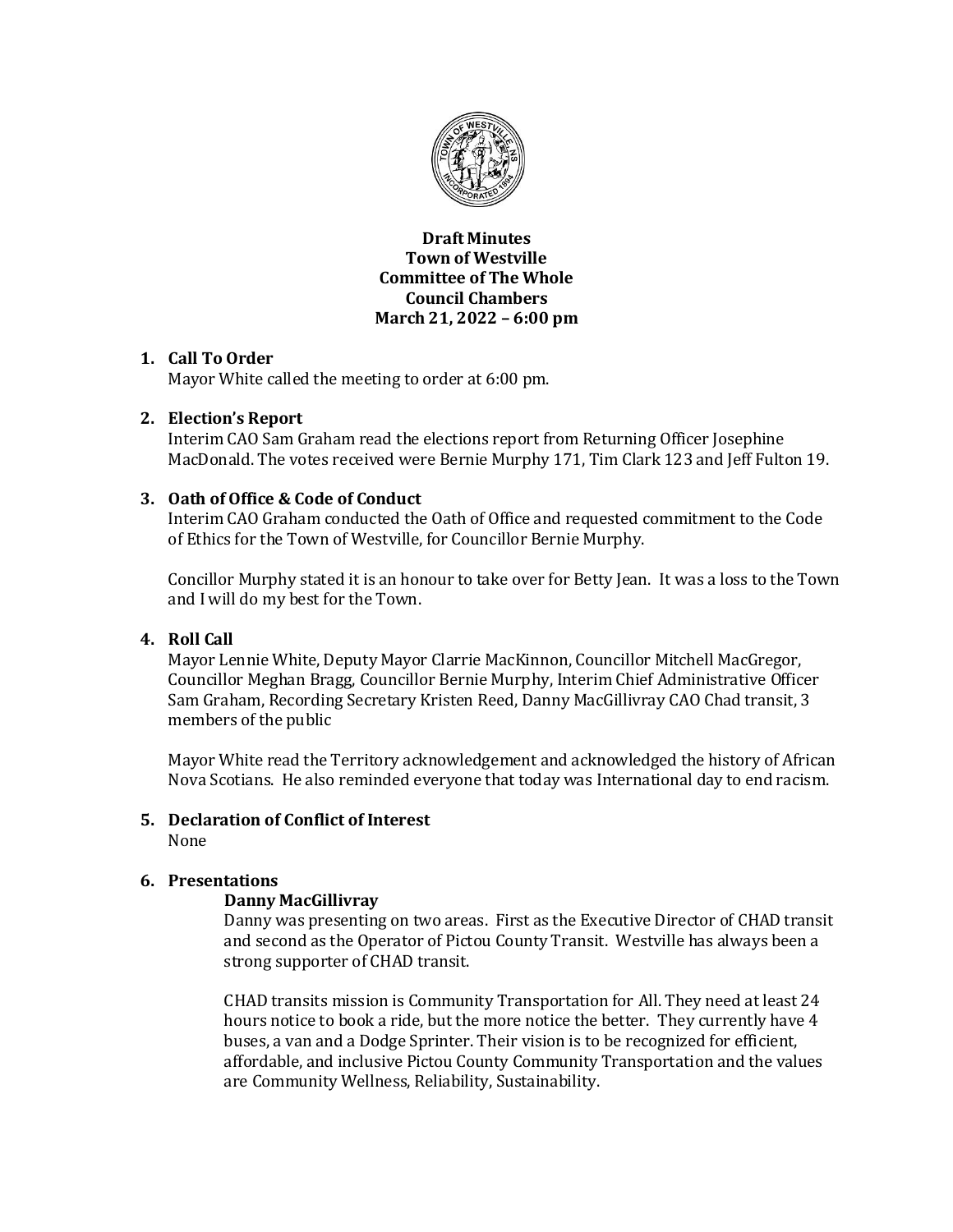**Draft Minutes**
**Town of Westville**
**Committee of The Whole**
**Council Chambers**
**March 21, 2022 – 6:00 pm**

1. **Call To Order**
   Mayor White called the meeting to order at 6:00 pm.

2. **Election's Report**
   Interim CAO Sam Graham read the elections report from Returning Officer Josephine MacDonald. The votes received were Bernie Murphy 171, Tim Clark 123 and Jeff Fulton 19.

3. **Oath of Office & Code of Conduct**
   Interim CAO Graham conducted the Oath of Office and requested commitment to the Code of Ethics for the Town of Westville, for Councillor Bernie Murphy.

   Concillor Murphy stated it is an honour to take over for Betty Jean. It was a loss to the Town and I will do my best for the Town.

4. **Roll Call**
   Mayor Lennie White, Deputy Mayor Clarrie MacKinnon, Councillor Mitchell MacGregor, Councillor Meghan Bragg, Councillor Bernie Murphy, Interim Chief Administrative Officer Sam Graham, Recording Secretary Kristen Reed, Danny MacGillivray CAO Chad transit, 3 members of the public

   Mayor White read the Territory acknowledgement and acknowledged the history of African Nova Scotians. He also reminded everyone that today was International day to end racism.

5. **Declaration of Conflict of Interest**
   None

6. **Presentations**

   **Danny MacGillivray**

   Danny was presenting on two areas. First as the Executive Director of CHAD transit and second as the Operator of Pictou County Transit. Westville has always been a strong supporter of CHAD transit.

   CHAD transits mission is Community Transportation for All. They need at least 24 hours notice to book a ride, but the more notice the better. They currently have 4 buses, a van and a Dodge Sprinter. Their vision is to be recognized for efficient, affordable, and inclusive Pictou County Community Transportation and the values are Community Wellness, Reliability, Sustainability.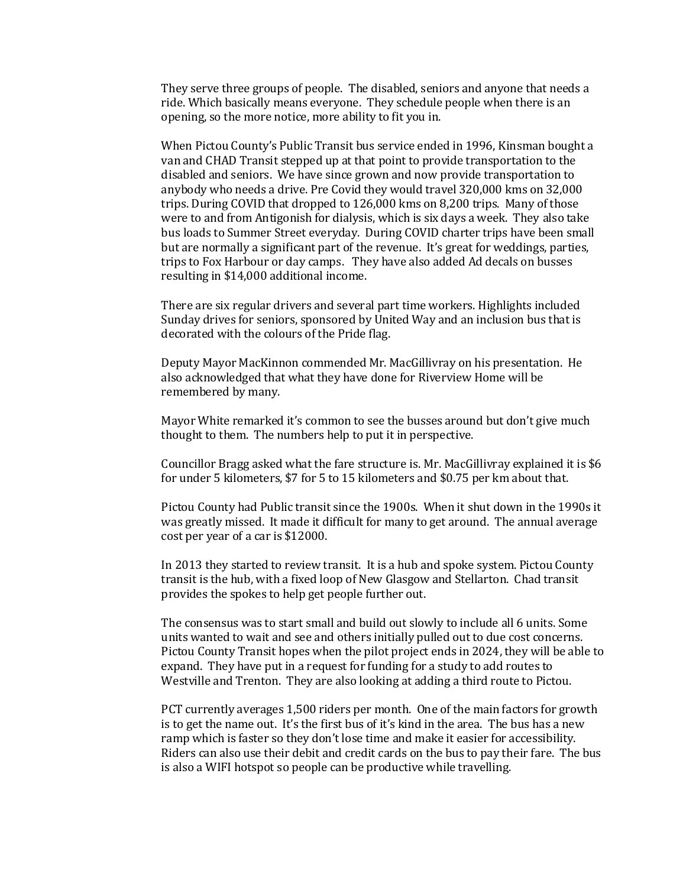They serve three groups of people. The disabled, seniors and anyone that needs a ride. Which basically means everyone. They schedule people when there is an opening, so the more notice, more ability to fit you in.

When Pictou County's Public Transit bus service ended in 1996, Kinsman bought a van and CHAD Transit stepped up at that point to provide transportation to the disabled and seniors. We have since grown and now provide transportation to anybody who needs a drive. Pre Covid they would travel 320,000 kms on 32,000 trips. During COVID that dropped to 126,000 kms on 8,200 trips. Many of those were to and from Antigonish for dialysis, which is six days a week. They also take bus loads to Summer Street everyday. During COVID charter trips have been small but are normally a significant part of the revenue. It's great for weddings, parties, trips to Fox Harbour or day camps. They have also added Ad decals on busses resulting in $14,000 additional income.

There are six regular drivers and several part time workers. Highlights included Sunday drives for seniors, sponsored by United Way and an inclusion bus that is decorated with the colours of the Pride flag.

Deputy Mayor MacKinnon commended Mr. MacGillivray on his presentation. He also acknowledged that what they have done for Riverview Home will be remembered by many.

Mayor White remarked it's common to see the busses around but don't give much thought to them. The numbers help to put it in perspective.

Councillor Bragg asked what the fare structure is. Mr. MacGillivray explained it is $6 for under 5 kilometers, $7 for 5 to 15 kilometers and $0.75 per km about that.

Pictou County had Public transit since the 1900s. When it shut down in the 1990s it was greatly missed. It made it difficult for many to get around. The annual average cost per year of a car is $12000.

In 2013 they started to review transit. It is a hub and spoke system. Pictou County transit is the hub, with a fixed loop of New Glasgow and Stellarton. Chad transit provides the spokes to help get people further out.

The consensus was to start small and build out slowly to include all 6 units. Some units wanted to wait and see and others initially pulled out to due cost concerns. Pictou County Transit hopes when the pilot project ends in 2024, they will be able to expand. They have put in a request for funding for a study to add routes to Westville and Trenton. They are also looking at adding a third route to Pictou.

PCT currently averages 1,500 riders per month. One of the main factors for growth is to get the name out. It's the first bus of it's kind in the area. The bus has a new ramp which is faster so they don't lose time and make it easier for accessibility. Riders can also use their debit and credit cards on the bus to pay their fare. The bus is also a WIFI hotspot so people can be productive while travelling.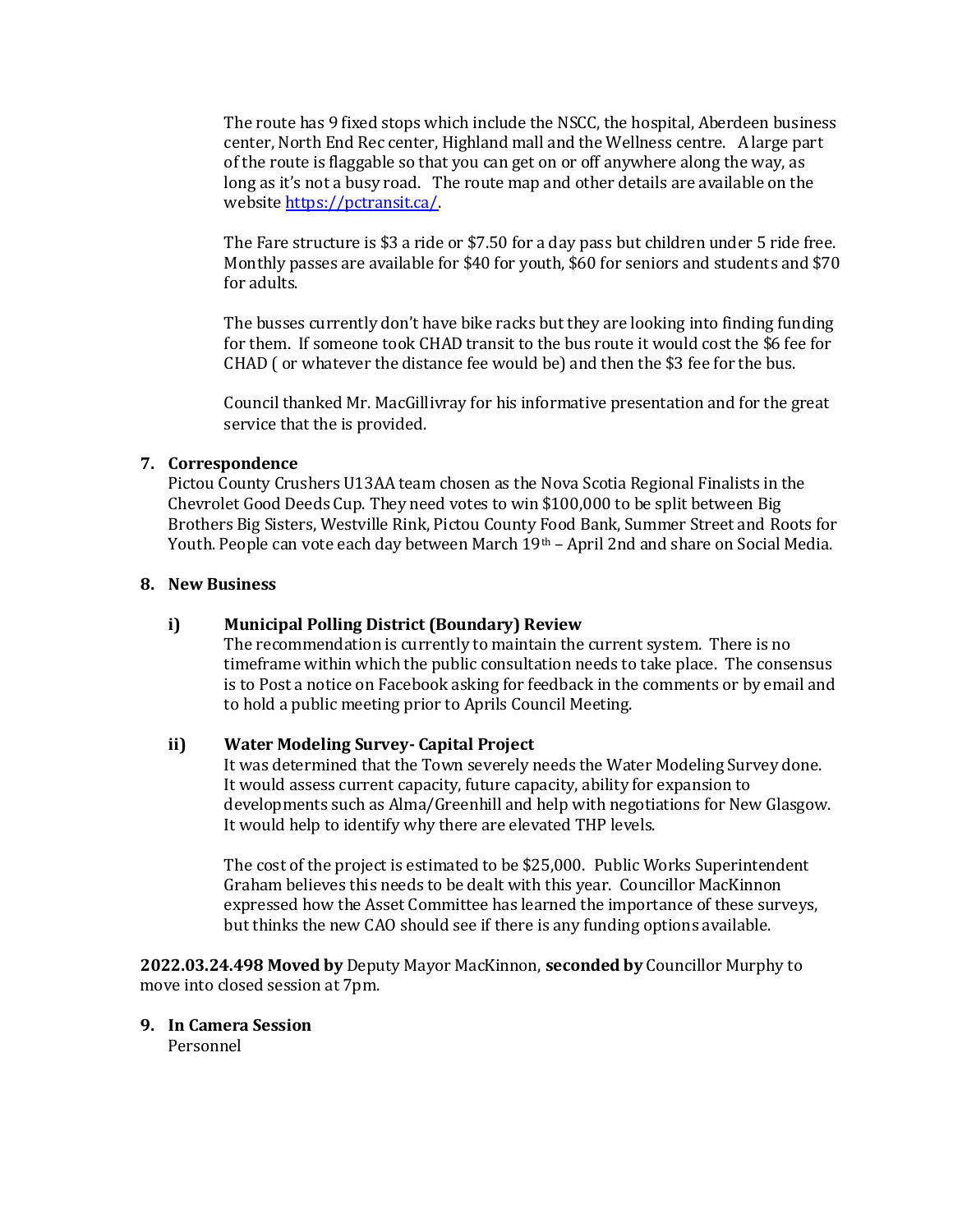The route has 9 fixed stops which include the NSCC, the hospital, Aberdeen business center, North End Rec center, Highland mall and the Wellness centre. A large part of the route is flaggable so that you can get on or off anywhere along the way, as long as it's not a busy road. The route map and other details are available on the website [https://pctransit.ca/](https://pctransit.ca/).

The Fare structure is $3 a ride or $7.50 for a day pass but children under 5 ride free. Monthly passes are available for $40 for youth, $60 for seniors and students and $70 for adults.

The busses currently don't have bike racks but they are looking into finding funding for them. If someone took CHAD transit to the bus route it would cost the $6 fee for CHAD ( or whatever the distance fee would be) and then the $3 fee for the bus.

Council thanked Mr. MacGillivray for his informative presentation and for the great service that the is provided.

**7. Correspondence**

Pictou County Crushers U13AA team chosen as the Nova Scotia Regional Finalists in the Chevrolet Good Deeds Cup. They need votes to win $100,000 to be split between Big Brothers Big Sisters, Westville Rink, Pictou County Food Bank, Summer Street and Roots for Youth. People can vote each day between March 19th – April 2nd and share on Social Media.

**8. New Business**

**i) Municipal Polling District (Boundary) Review**

The recommendation is currently to maintain the current system. There is no timeframe within which the public consultation needs to take place. The consensus is to Post a notice on Facebook asking for feedback in the comments or by email and to hold a public meeting prior to Aprils Council Meeting.

**ii) Water Modeling Survey- Capital Project**

It was determined that the Town severely needs the Water Modeling Survey done. It would assess current capacity, future capacity, ability for expansion to developments such as Alma/Greenhill and help with negotiations for New Glasgow. It would help to identify why there are elevated THP levels.

The cost of the project is estimated to be $25,000. Public Works Superintendent Graham believes this needs to be dealt with this year. Councillor MacKinnon expressed how the Asset Committee has learned the importance of these surveys, but thinks the new CAO should see if there is any funding options available.

**2022.03.24.498 Moved by** Deputy Mayor MacKinnon, **seconded by** Councillor Murphy to move into closed session at 7pm.

**9. In Camera Session**

Personnel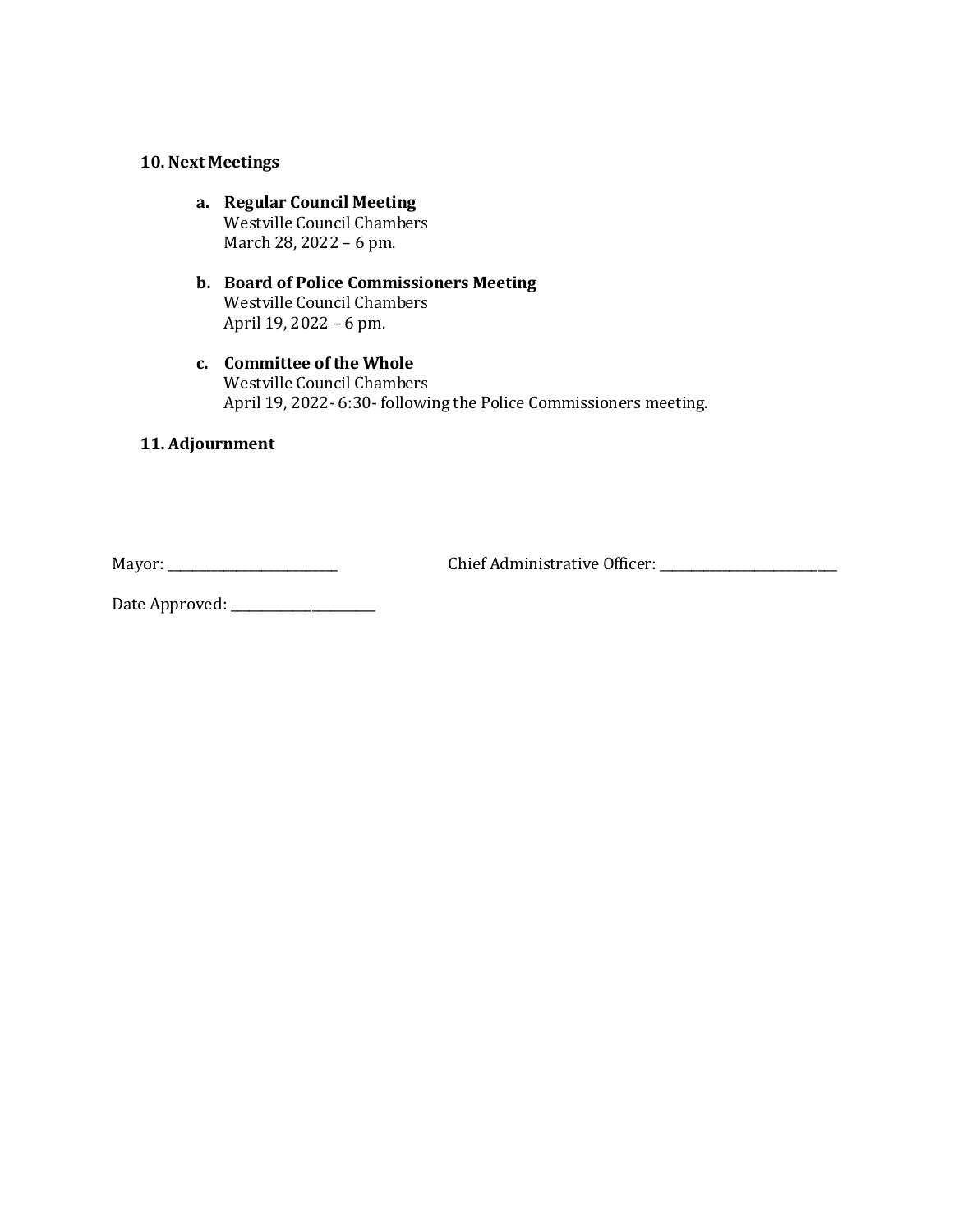**10. Next Meetings**

- **a. Regular Council Meeting**
  Westville Council Chambers
  March 28, 2022 – 6 pm.

- **b. Board of Police Commissioners Meeting**
  Westville Council Chambers
  April 19, 2022 – 6 pm.

- **c. Committee of the Whole**
  Westville Council Chambers
  April 19, 2022 - 6:30- following the Police Commissioners meeting.

**11. Adjournment**

Mayor: ______________________ Chief Administrative Officer: ______________________

Date Approved: ____________________